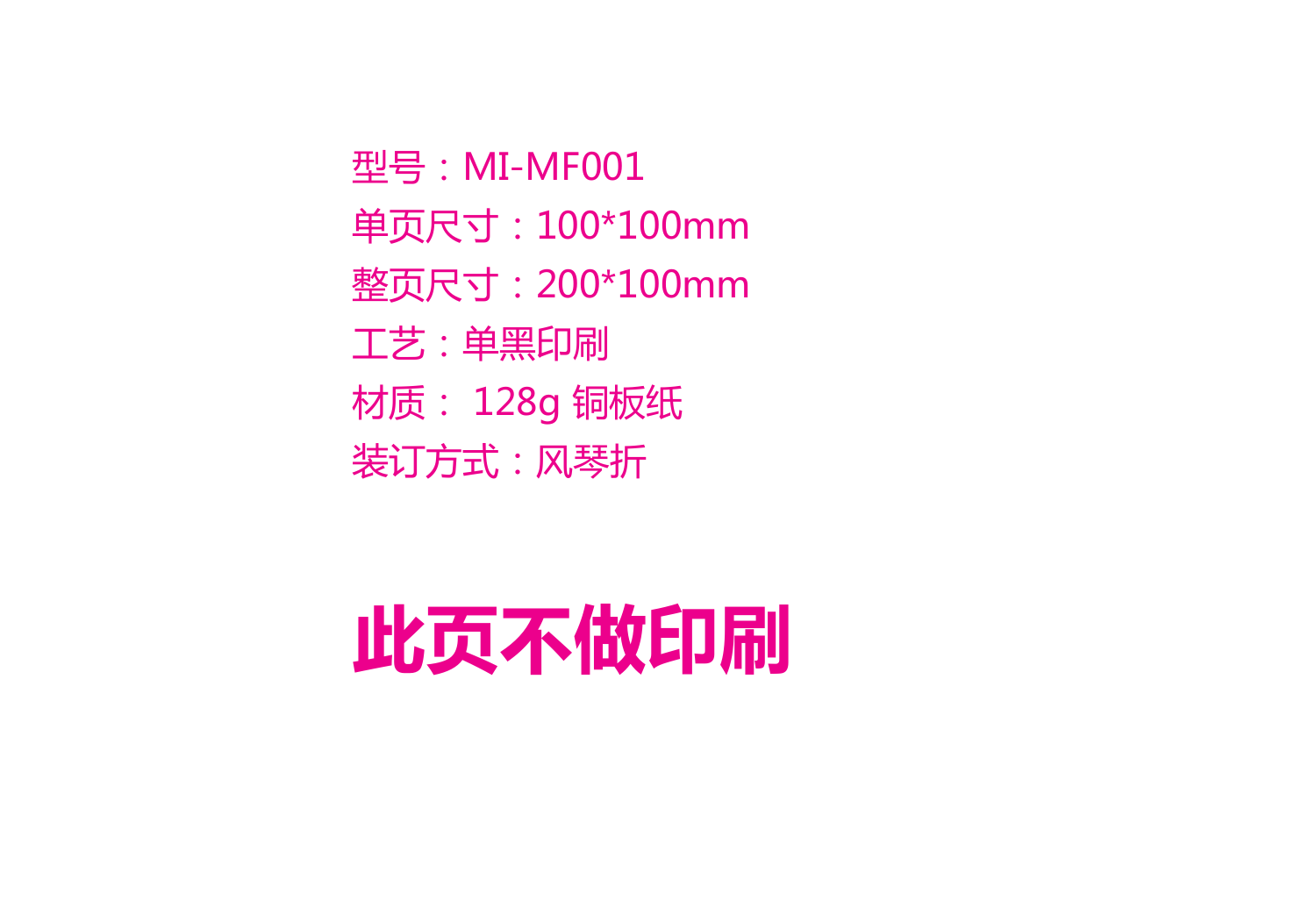型号：MI-MF001

单页尺寸：100*100mm

整页尺寸：200*100mm

工艺：单黑印刷

材质： 128g 铜板纸

装订方式：风琴折

# 此页不做印刷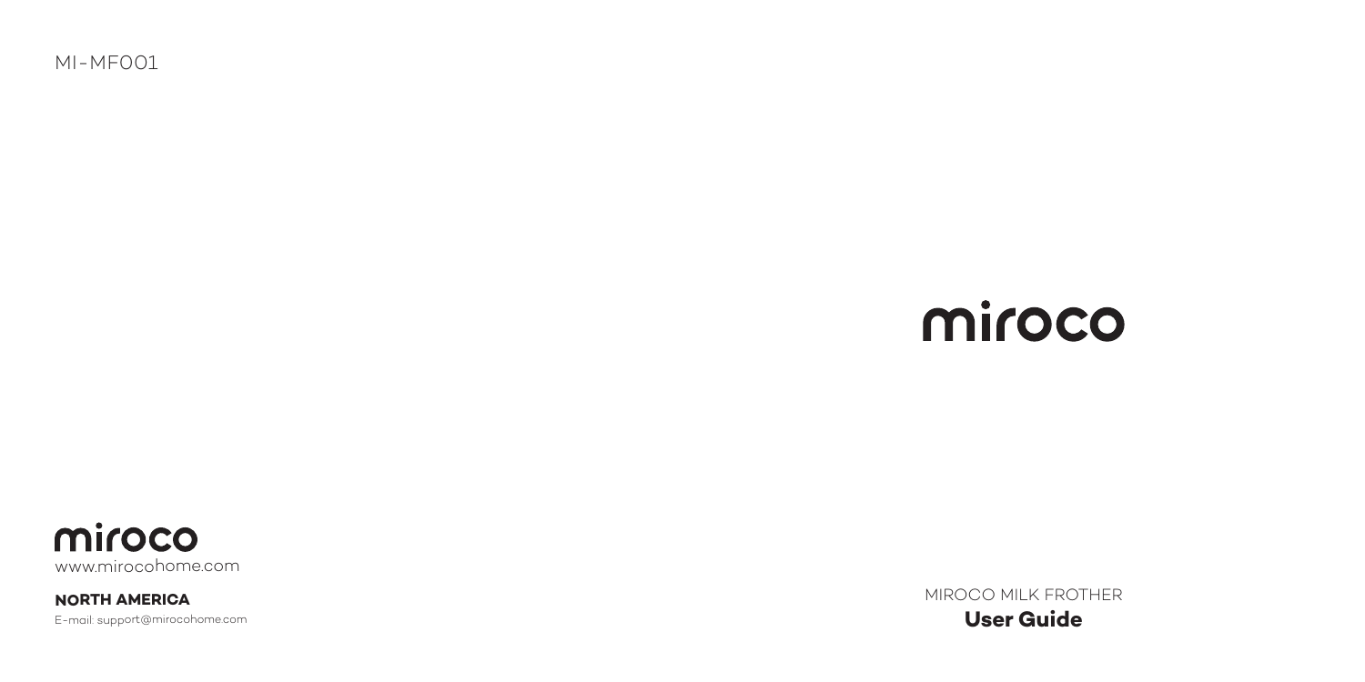MI-MF001

# miroco

miroco

www.mirocohome.com

**NORTH AMERICA**

E-mail: support@mirocohome.com

MIROCO MILK FROTHER

**User Guide**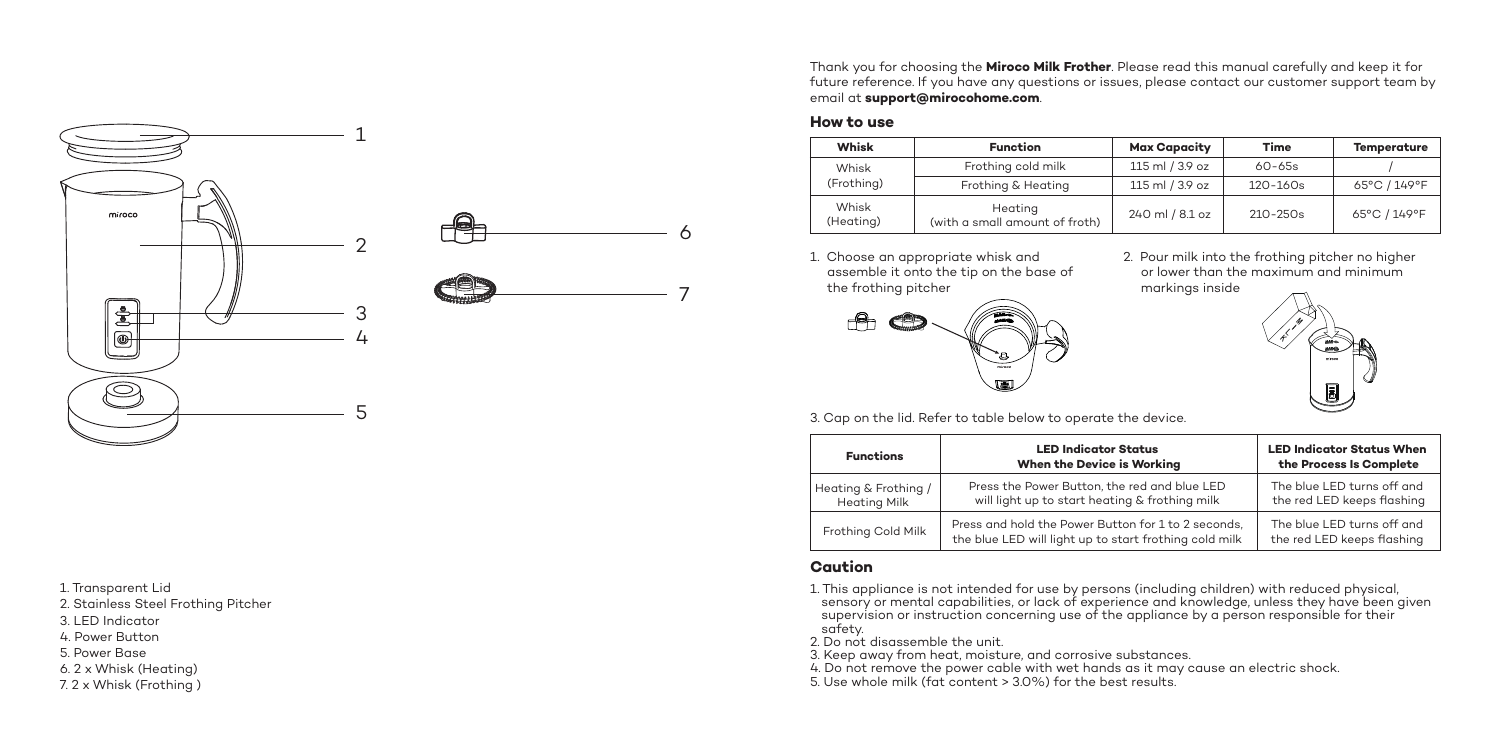1. Transparent Lid
2. Stainless Steel Frothing Pitcher
3. LED Indicator
4. Power Button
5. Power Base
6. 2 x Whisk (Heating)
7. 2 x Whisk (Frothing )

Thank you for choosing the **Miroco Milk Frother**. Please read this manual carefully and keep it for future reference. If you have any questions or issues, please contact our customer support team by email at **support@mirocohome.com**.

## How to use

| Whisk | Function | Max Capacity | Time | Temperature |
| --- | --- | --- | --- | --- |
| Whisk (Frothing) | Frothing cold milk | 115 ml / 3.9 oz | 60-65s | / |
| | Frothing & Heating | 115 ml / 3.9 oz | 120-160s | 65°C / 149°F |
| Whisk (Heating) | Heating (with a small amount of froth) | 240 ml / 8.1 oz | 210-250s | 65°C / 149°F |

1. Choose an appropriate whisk and assemble it onto the tip on the base of the frothing pitcher
2. Pour milk into the frothing pitcher no higher or lower than the maximum and minimum markings inside
3. Cap on the lid. Refer to table below to operate the device.

| Functions | LED Indicator Status When the Device is Working | LED Indicator Status When the Process Is Complete |
| --- | --- | --- |
| Heating & Frothing / Heating Milk | Press the Power Button, the red and blue LED will light up to start heating & frothing milk | The blue LED turns off and the red LED keeps flashing |
| Frothing Cold Milk | Press and hold the Power Button for 1 to 2 seconds, the blue LED will light up to start frothing cold milk | The blue LED turns off and the red LED keeps flashing |

## Caution

1. This appliance is not intended for use by persons (including children) with reduced physical, sensory or mental capabilities, or lack of experience and knowledge, unless they have been given supervision or instruction concerning use of the appliance by a person responsible for their safety.
2. Do not disassemble the unit.
3. Keep away from heat, moisture, and corrosive substances.
4. Do not remove the power cable with wet hands as it may cause an electric shock.
5. Use whole milk (fat content > 3.0%) for the best results.